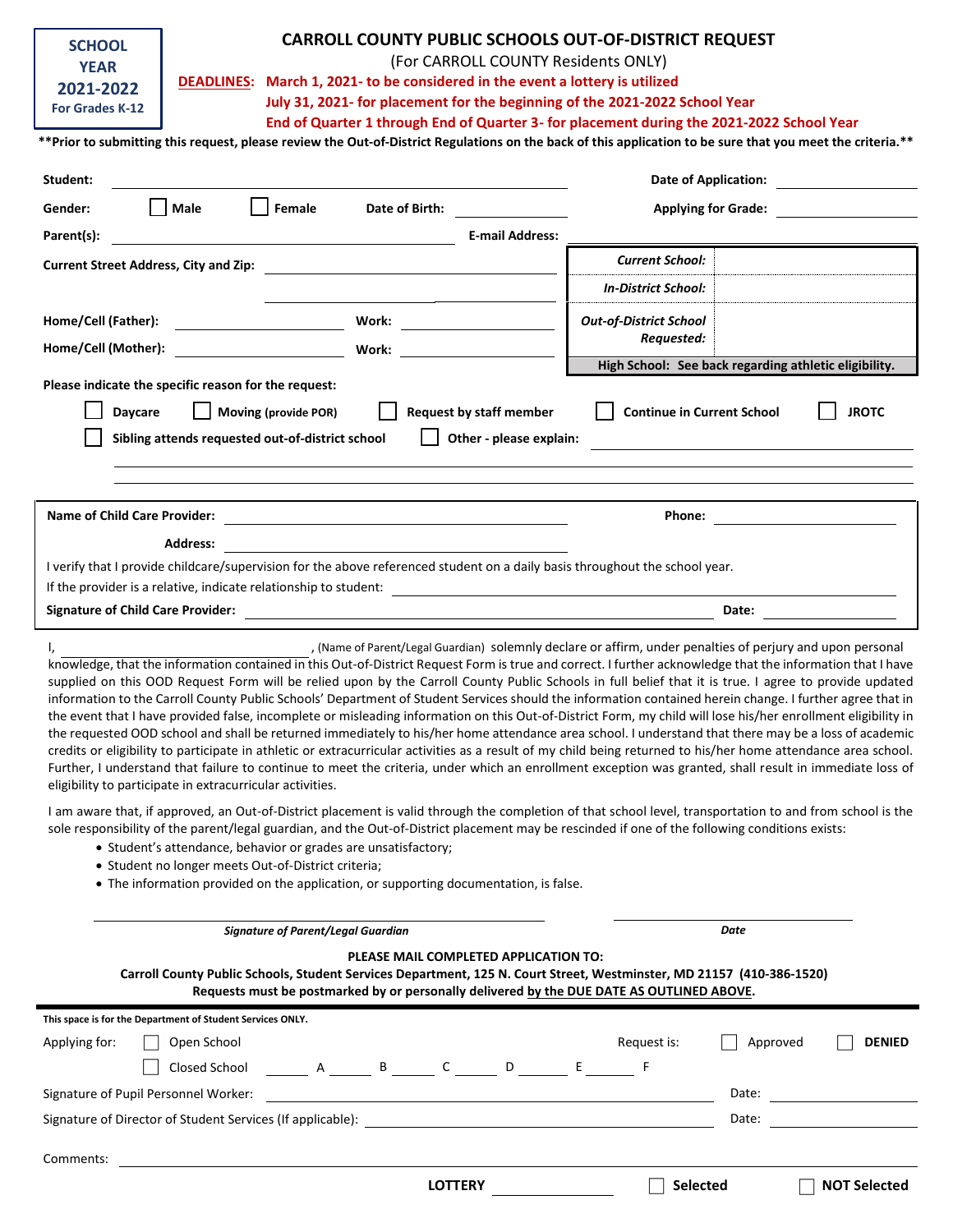**SCHOOL YEAR 2021-2022**
**For Grades K-12**

# CARROLL COUNTY PUBLIC SCHOOLS OUT-OF-DISTRICT REQUEST

(For CARROLL COUNTY Residents ONLY)

**DEADLINES:** **March 1, 2021- to be considered in the event a lottery is utilized**
**July 31, 2021- for placement for the beginning of the 2021-2022 School Year**
**End of Quarter 1 through End of Quarter 3- for placement during the 2021-2022 School Year**

**Prior to submitting this request, please review the Out-of-District Regulations on the back of this application to be sure that you meet the criteria.**

**Student:** ______________________________ **Date of Application:** ______________

**Gender:** ☐ Male ☐ Female **Date of Birth:** ______________ **Applying for Grade:** ______________

**Parent(s):** ______________________________ **E-mail Address:** ______________________________

**Current Street Address, City and Zip:** ______________________________
______________________________

**Home/Cell (Father):** ______________ **Work:** ______________

**Home/Cell (Mother):** ______________ **Work:** ______________

| | |
|---|---|
| *Current School:* | |
| *In-District School:* | |
| *Out-of-District School Requested:* | |
| **High School: See back regarding athletic eligibility.** | |

**Please indicate the specific reason for the request:**

☐ **Daycare** ☐ **Moving (provide POR)** ☐ **Request by staff member** ☐ **Continue in Current School** ☐ **JROTC**

☐ **Sibling attends requested out-of-district school** ☐ **Other - please explain:** ______________________________

______________________________________________________________

______________________________________________________________

**Name of Child Care Provider:** ______________________________ **Phone:** ______________

**Address:** ______________________________

I verify that I provide childcare/supervision for the above referenced student on a daily basis throughout the school year.

If the provider is a relative, indicate relationship to student: ______________________________

**Signature of Child Care Provider:** ______________________________ **Date:** ______________

I, ______________________________, (Name of Parent/Legal Guardian) solemnly declare or affirm, under penalties of perjury and upon personal knowledge, that the information contained in this Out-of-District Request Form is true and correct. I further acknowledge that the information that I have supplied on this OOD Request Form will be relied upon by the Carroll County Public Schools in full belief that it is true. I agree to provide updated information to the Carroll County Public Schools' Department of Student Services should the information contained herein change. I further agree that in the event that I have provided false, incomplete or misleading information on this Out-of-District Form, my child will lose his/her enrollment eligibility in the requested OOD school and shall be returned immediately to his/her home attendance area school. I understand that there may be a loss of academic credits or eligibility to participate in athletic or extracurricular activities as a result of my child being returned to his/her home attendance area school. Further, I understand that failure to continue to meet the criteria, under which an enrollment exception was granted, shall result in immediate loss of eligibility to participate in extracurricular activities.

I am aware that, if approved, an Out-of-District placement is valid through the completion of that school level, transportation to and from school is the sole responsibility of the parent/legal guardian, and the Out-of-District placement may be rescinded if one of the following conditions exists:

- Student's attendance, behavior or grades are unsatisfactory;
- Student no longer meets Out-of-District criteria;
- The information provided on the application, or supporting documentation, is false.

______________________________ ______________
***Signature of Parent/Legal Guardian*** ***Date***

**PLEASE MAIL COMPLETED APPLICATION TO:**
**Carroll County Public Schools, Student Services Department, 125 N. Court Street, Westminster, MD 21157 (410-386-1520)**
**Requests must be postmarked by or personally delivered by the DUE DATE AS OUTLINED ABOVE.**

---

**This space is for the Department of Student Services ONLY.**

Applying for: ☐ Open School Request is: ☐ Approved ☐ **DENIED**

☐ Closed School ______ A ______ B ______ C ______ D ______ E ______ F

Signature of Pupil Personnel Worker: ______________________________ Date: ______________

Signature of Director of Student Services (If applicable): ______________________________ Date: ______________

Comments: ______________________________

**LOTTERY** ______________ ☐ **Selected** ☐ **NOT Selected**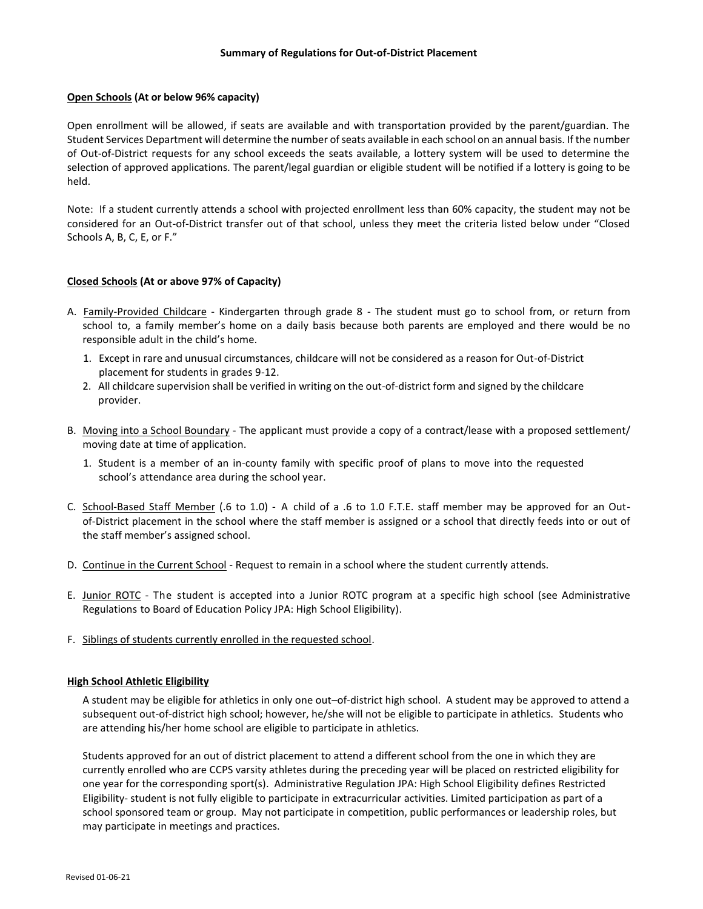# Summary of Regulations for Out-of-District Placement

**Open Schools (At or below 96% capacity)**

Open enrollment will be allowed, if seats are available and with transportation provided by the parent/guardian. The Student Services Department will determine the number of seats available in each school on an annual basis. If the number of Out-of-District requests for any school exceeds the seats available, a lottery system will be used to determine the selection of approved applications. The parent/legal guardian or eligible student will be notified if a lottery is going to be held.

Note: If a student currently attends a school with projected enrollment less than 60% capacity, the student may not be considered for an Out-of-District transfer out of that school, unless they meet the criteria listed below under "Closed Schools A, B, C, E, or F."

**Closed Schools (At or above 97% of Capacity)**

A. Family-Provided Childcare - Kindergarten through grade 8 - The student must go to school from, or return from school to, a family member's home on a daily basis because both parents are employed and there would be no responsible adult in the child's home.
   1. Except in rare and unusual circumstances, childcare will not be considered as a reason for Out-of-District placement for students in grades 9-12.
   2. All childcare supervision shall be verified in writing on the out-of-district form and signed by the childcare provider.

B. Moving into a School Boundary - The applicant must provide a copy of a contract/lease with a proposed settlement/ moving date at time of application.
   1. Student is a member of an in-county family with specific proof of plans to move into the requested school's attendance area during the school year.

C. School-Based Staff Member (.6 to 1.0) - A child of a .6 to 1.0 F.T.E. staff member may be approved for an Out-of-District placement in the school where the staff member is assigned or a school that directly feeds into or out of the staff member's assigned school.

D. Continue in the Current School - Request to remain in a school where the student currently attends.

E. Junior ROTC - The student is accepted into a Junior ROTC program at a specific high school (see Administrative Regulations to Board of Education Policy JPA: High School Eligibility).

F. Siblings of students currently enrolled in the requested school.

**High School Athletic Eligibility**

A student may be eligible for athletics in only one out–of-district high school. A student may be approved to attend a subsequent out-of-district high school; however, he/she will not be eligible to participate in athletics. Students who are attending his/her home school are eligible to participate in athletics.

Students approved for an out of district placement to attend a different school from the one in which they are currently enrolled who are CCPS varsity athletes during the preceding year will be placed on restricted eligibility for one year for the corresponding sport(s). Administrative Regulation JPA: High School Eligibility defines Restricted Eligibility- student is not fully eligible to participate in extracurricular activities. Limited participation as part of a school sponsored team or group. May not participate in competition, public performances or leadership roles, but may participate in meetings and practices.

Revised 01-06-21